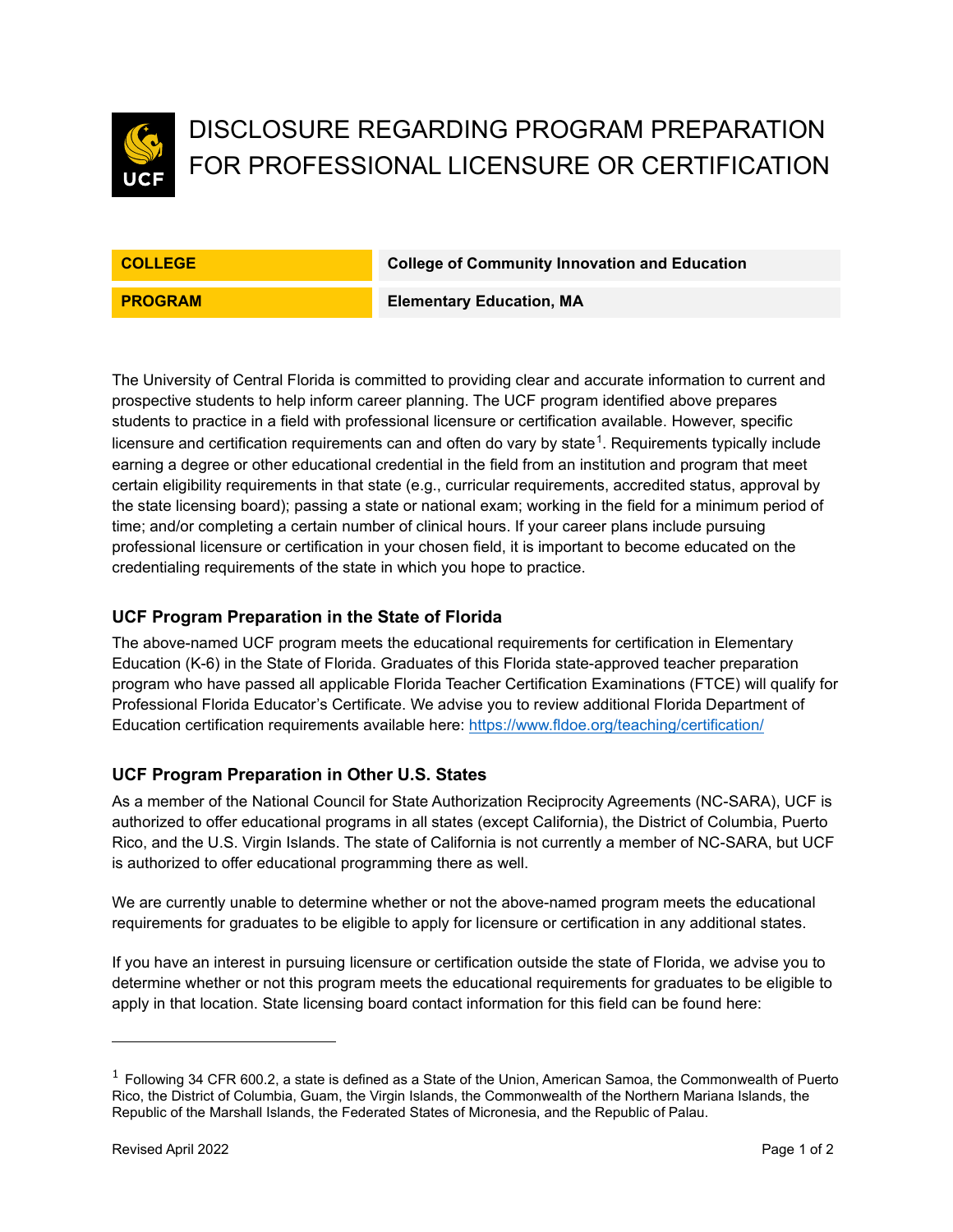# DISCLOSURE REGARDING PROGRAM PREPARATION FOR PROFESSIONAL LICENSURE OR CERTIFICATION

| COLLEGE | College of Community Innovation and Education |
| --- | --- |
| PROGRAM | Elementary Education, MA |

The University of Central Florida is committed to providing clear and accurate information to current and prospective students to help inform career planning. The UCF program identified above prepares students to practice in a field with professional licensure or certification available. However, specific licensure and certification requirements can and often do vary by state[1]. Requirements typically include earning a degree or other educational credential in the field from an institution and program that meet certain eligibility requirements in that state (e.g., curricular requirements, accredited status, approval by the state licensing board); passing a state or national exam; working in the field for a minimum period of time; and/or completing a certain number of clinical hours. If your career plans include pursuing professional licensure or certification in your chosen field, it is important to become educated on the credentialing requirements of the state in which you hope to practice.

### UCF Program Preparation in the State of Florida

The above-named UCF program meets the educational requirements for certification in Elementary Education (K-6) in the State of Florida. Graduates of this Florida state-approved teacher preparation program who have passed all applicable Florida Teacher Certification Examinations (FTCE) will qualify for Professional Florida Educator's Certificate. We advise you to review additional Florida Department of Education certification requirements available here: https://www.fldoe.org/teaching/certification/

### UCF Program Preparation in Other U.S. States

As a member of the National Council for State Authorization Reciprocity Agreements (NC-SARA), UCF is authorized to offer educational programs in all states (except California), the District of Columbia, Puerto Rico, and the U.S. Virgin Islands. The state of California is not currently a member of NC-SARA, but UCF is authorized to offer educational programming there as well.

We are currently unable to determine whether or not the above-named program meets the educational requirements for graduates to be eligible to apply for licensure or certification in any additional states.

If you have an interest in pursuing licensure or certification outside the state of Florida, we advise you to determine whether or not this program meets the educational requirements for graduates to be eligible to apply in that location. State licensing board contact information for this field can be found here:

---

[1] Following 34 CFR 600.2, a state is defined as a State of the Union, American Samoa, the Commonwealth of Puerto Rico, the District of Columbia, Guam, the Virgin Islands, the Commonwealth of the Northern Mariana Islands, the Republic of the Marshall Islands, the Federated States of Micronesia, and the Republic of Palau.

Revised April 2022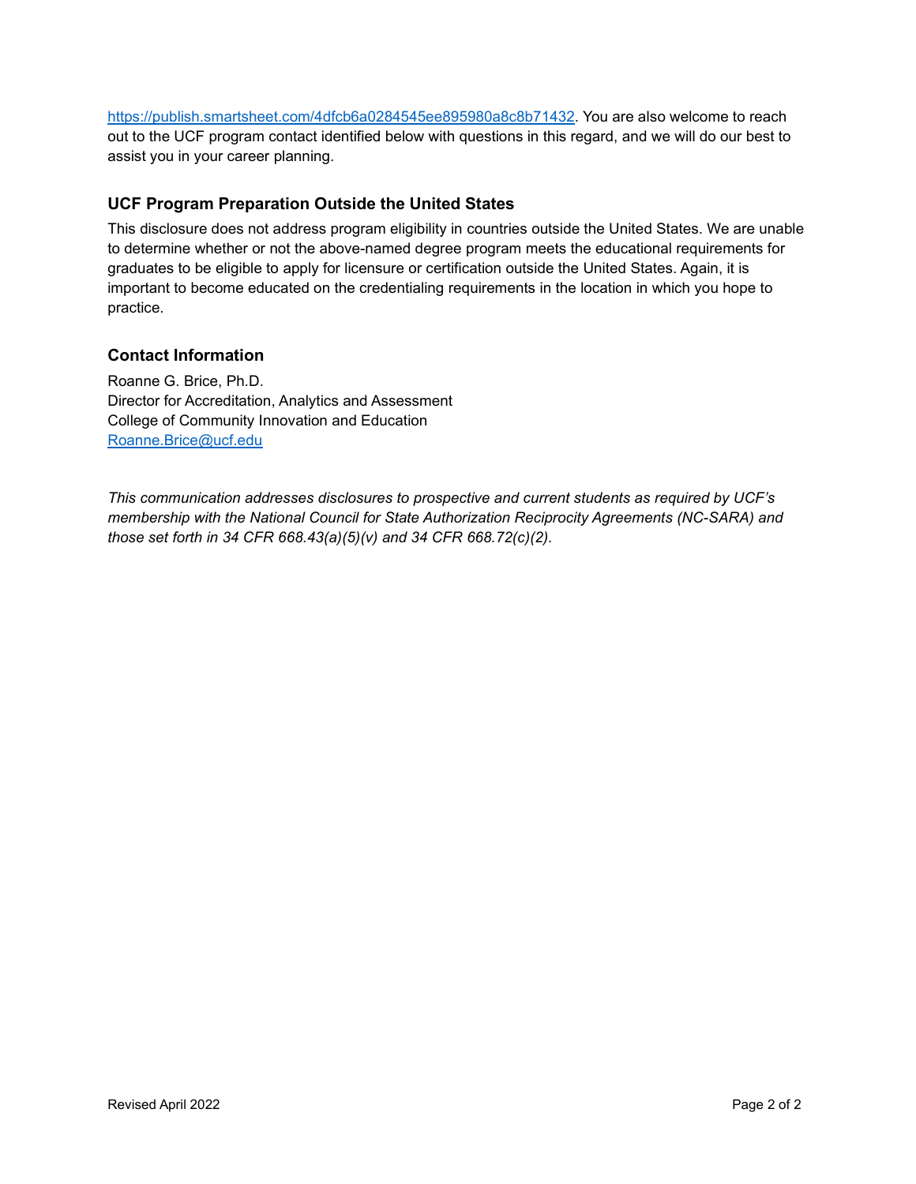https://publish.smartsheet.com/4dfcb6a0284545ee895980a8c8b71432. You are also welcome to reach out to the UCF program contact identified below with questions in this regard, and we will do our best to assist you in your career planning.

### UCF Program Preparation Outside the United States

This disclosure does not address program eligibility in countries outside the United States. We are unable to determine whether or not the above-named degree program meets the educational requirements for graduates to be eligible to apply for licensure or certification outside the United States. Again, it is important to become educated on the credentialing requirements in the location in which you hope to practice.

### Contact Information

Roanne G. Brice, Ph.D.
Director for Accreditation, Analytics and Assessment
College of Community Innovation and Education
Roanne.Brice@ucf.edu

*This communication addresses disclosures to prospective and current students as required by UCF's membership with the National Council for State Authorization Reciprocity Agreements (NC-SARA) and those set forth in 34 CFR 668.43(a)(5)(v) and 34 CFR 668.72(c)(2).*

Revised April 2022